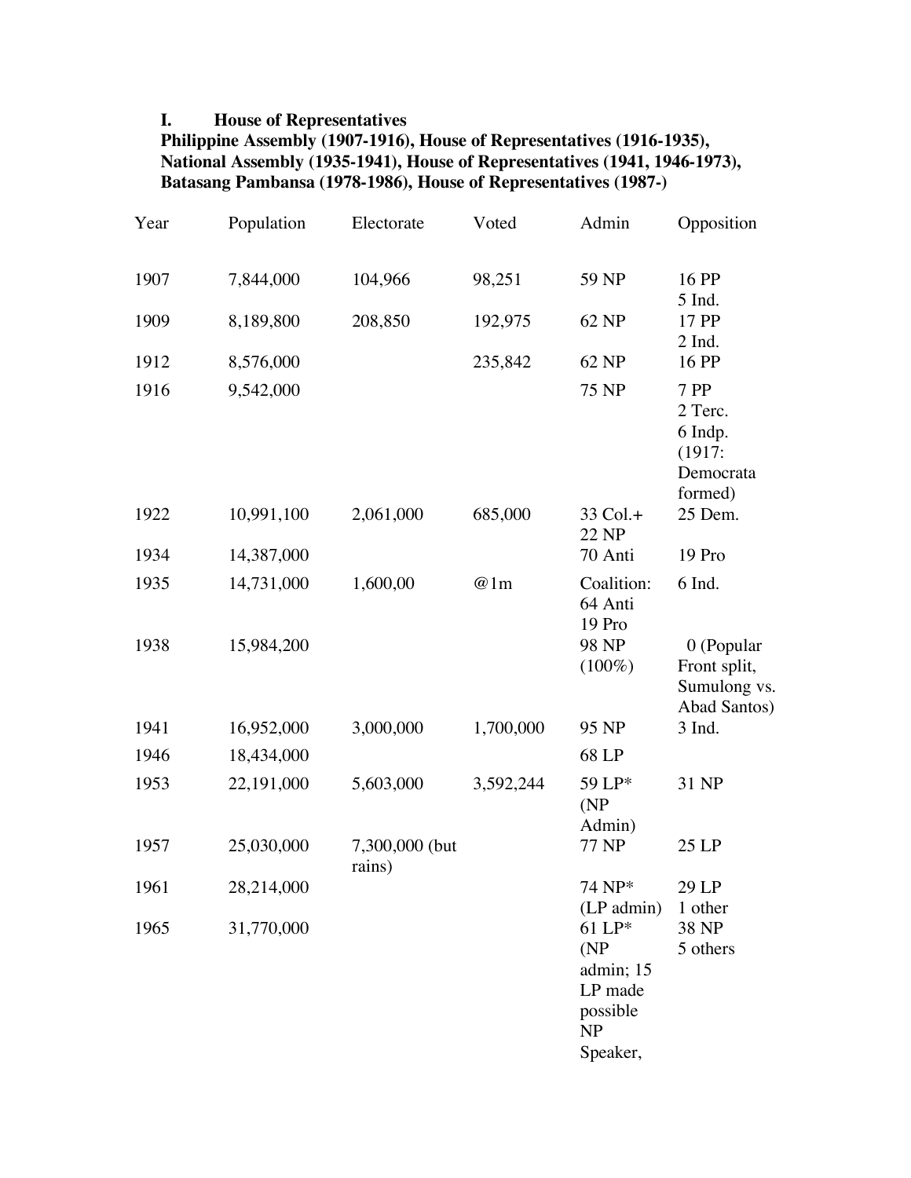## I. House of Representatives

**Philippine Assembly (1907-1916), House of Representatives (1916-1935), National Assembly (1935-1941), House of Representatives (1941, 1946-1973), Batasang Pambansa (1978-1986), House of Representatives (1987-)**

| Year | Population | Electorate | Voted | Admin | Opposition |
|---|---|---|---|---|---|
| 1907 | 7,844,000 | 104,966 | 98,251 | 59 NP | 16 PP 5 Ind. |
| 1909 | 8,189,800 | 208,850 | 192,975 | 62 NP | 17 PP 2 Ind. |
| 1912 | 8,576,000 | | 235,842 | 62 NP | 16 PP |
| 1916 | 9,542,000 | | | 75 NP | 7 PP 2 Terc. 6 Indp. (1917: Democrata formed) |
| 1922 | 10,991,100 | 2,061,000 | 685,000 | 33 Col.+ 22 NP | 25 Dem. |
| 1934 | 14,387,000 | | | 70 Anti | 19 Pro |
| 1935 | 14,731,000 | 1,600,00 | @1m | Coalition: 64 Anti 19 Pro | 6 Ind. |
| 1938 | 15,984,200 | | | 98 NP (100%) | 0 (Popular Front split, Sumulong vs. Abad Santos) |
| 1941 | 16,952,000 | 3,000,000 | 1,700,000 | 95 NP | 3 Ind. |
| 1946 | 18,434,000 | | | 68 LP | |
| 1953 | 22,191,000 | 5,603,000 | 3,592,244 | 59 LP* (NP Admin) | 31 NP |
| 1957 | 25,030,000 | 7,300,000 (but rains) | | 77 NP | 25 LP |
| 1961 | 28,214,000 | | | 74 NP* (LP admin) | 29 LP 1 other |
| 1965 | 31,770,000 | | | 61 LP* (NP admin; 15 LP made possible NP Speaker, | 38 NP 5 others |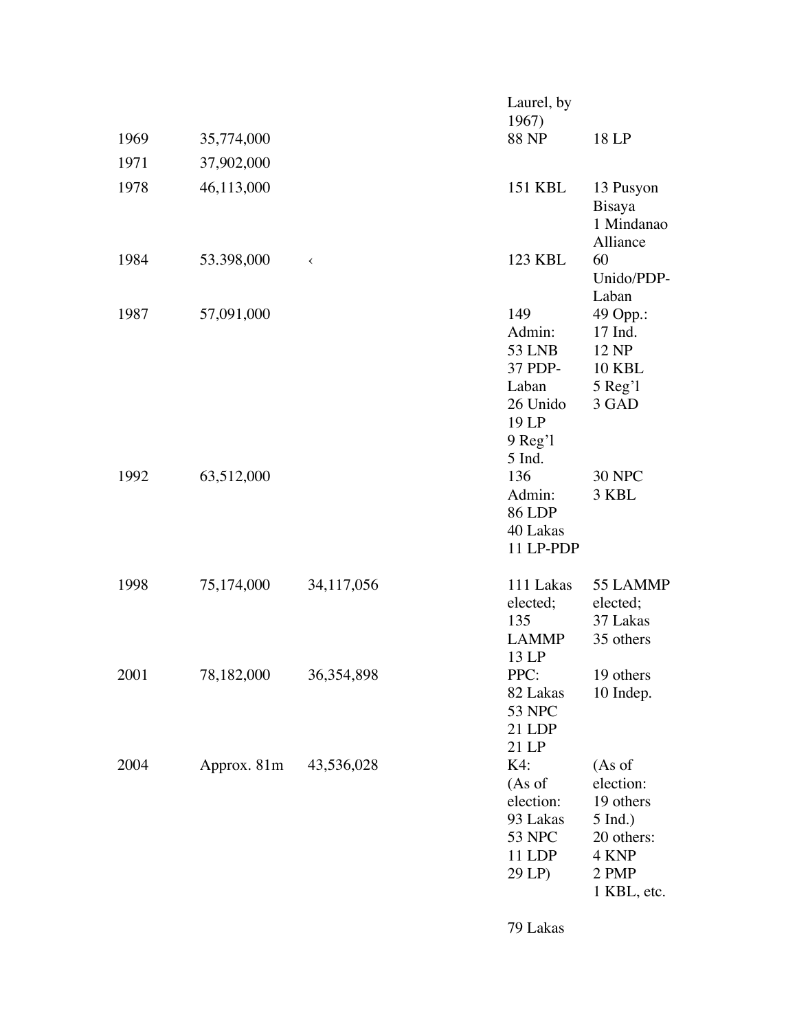| | | | | | |
|---|---|---|---|---|---|
| | | | | Laurel, by 1967) | |
| 1969 | 35,774,000 | | | 88 NP | 18 LP |
| 1971 | 37,902,000 | | | | |
| 1978 | 46,113,000 | | | 151 KBL | 13 Pusyon Bisaya 1 Mindanao Alliance |
| 1984 | 53.398,000 | ‹ | | 123 KBL | 60 Unido/PDP-Laban |
| 1987 | 57,091,000 | | | 149 Admin: 53 LNB 37 PDP-Laban 26 Unido 19 LP 9 Reg'l 5 Ind. | 49 Opp.: 17 Ind. 12 NP 10 KBL 5 Reg'l 3 GAD |
| 1992 | 63,512,000 | | | 136 Admin: 86 LDP 40 Lakas 11 LP-PDP | 30 NPC 3 KBL |
| 1998 | 75,174,000 | 34,117,056 | | 111 Lakas elected; 135 LAMMP 13 LP | 55 LAMMP elected; 37 Lakas 35 others |
| 2001 | 78,182,000 | 36,354,898 | | PPC: 82 Lakas 53 NPC 21 LDP 21 LP | 19 others 10 Indep. |
| 2004 | Approx. 81m | 43,536,028 | | K4: (As of election: 93 Lakas 53 NPC 11 LDP 29 LP) | (As of election: 19 others 5 Ind.) 20 others: 4 KNP 2 PMP 1 KBL, etc. |
| | | | | 79 Lakas | |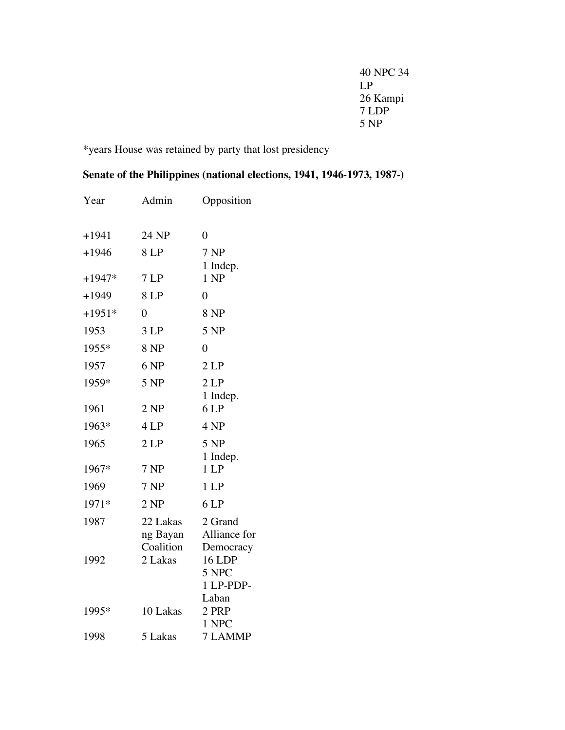| | | |
|---|---|---|
| | | 40 NPC 34 LP<br>26 Kampi<br>7 LDP<br>5 NP |

*years House was retained by party that lost presidency

**Senate of the Philippines (national elections, 1941, 1946-1973, 1987-)**

| Year | Admin | Opposition |
|---|---|---|
| +1941 | 24 NP | 0 |
| +1946 | 8 LP | 7 NP<br>1 Indep. |
| +1947* | 7 LP | 1 NP |
| +1949 | 8 LP | 0 |
| +1951* | 0 | 8 NP |
| 1953 | 3 LP | 5 NP |
| 1955* | 8 NP | 0 |
| 1957 | 6 NP | 2 LP |
| 1959* | 5 NP | 2 LP<br>1 Indep. |
| 1961 | 2 NP | 6 LP |
| 1963* | 4 LP | 4 NP |
| 1965 | 2 LP | 5 NP<br>1 Indep. |
| 1967* | 7 NP | 1 LP |
| 1969 | 7 NP | 1 LP |
| 1971* | 2 NP | 6 LP |
| 1987 | 22 Lakas ng Bayan Coalition | 2 Grand Alliance for Democracy |
| 1992 | 2 Lakas | 16 LDP<br>5 NPC<br>1 LP-PDP-Laban |
| 1995* | 10 Lakas | 2 PRP<br>1 NPC |
| 1998 | 5 Lakas | 7 LAMMP |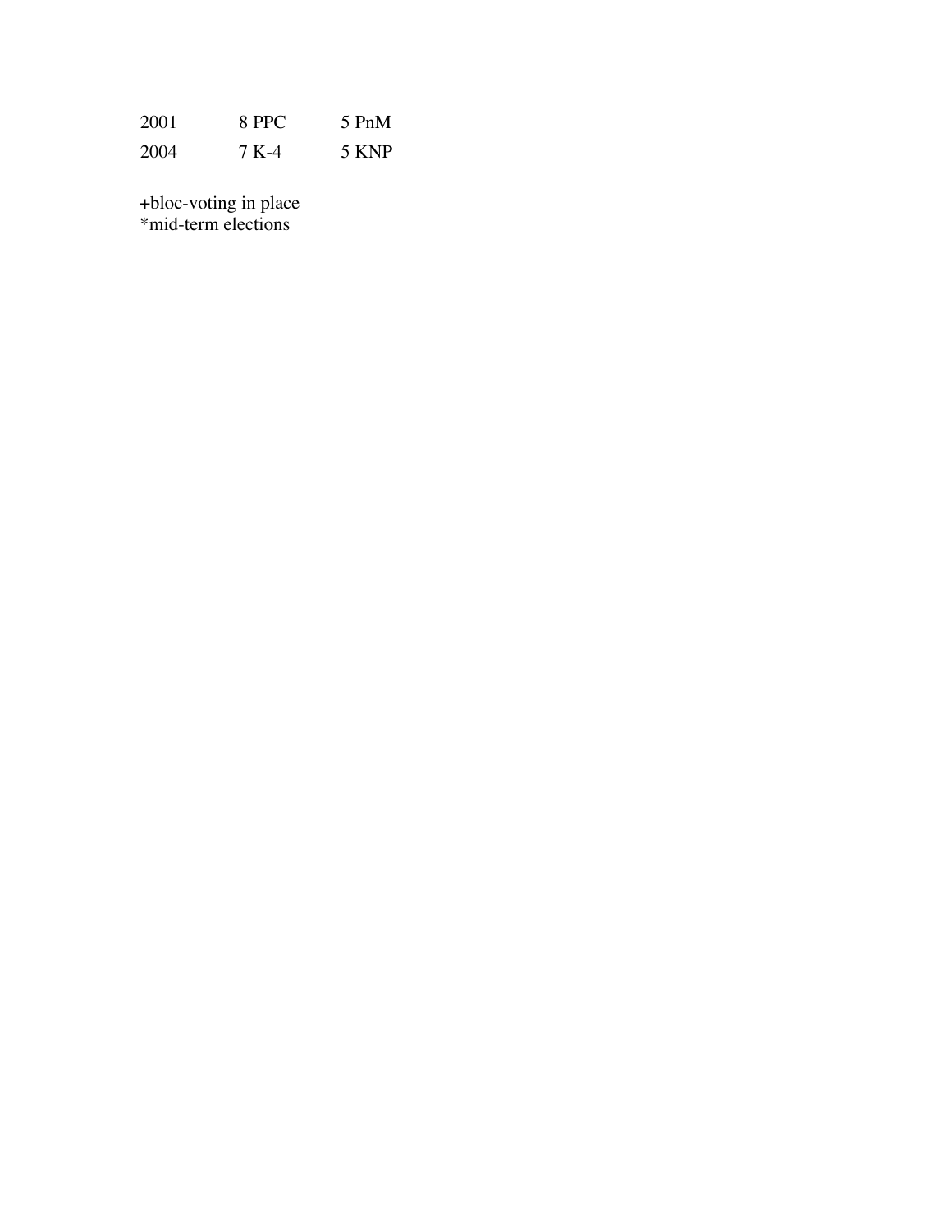| | | |
|---|---|---|
| 2001 | 8 PPC | 5 PnM |
| 2004 | 7 K-4 | 5 KNP |

+bloc-voting in place
*mid-term elections